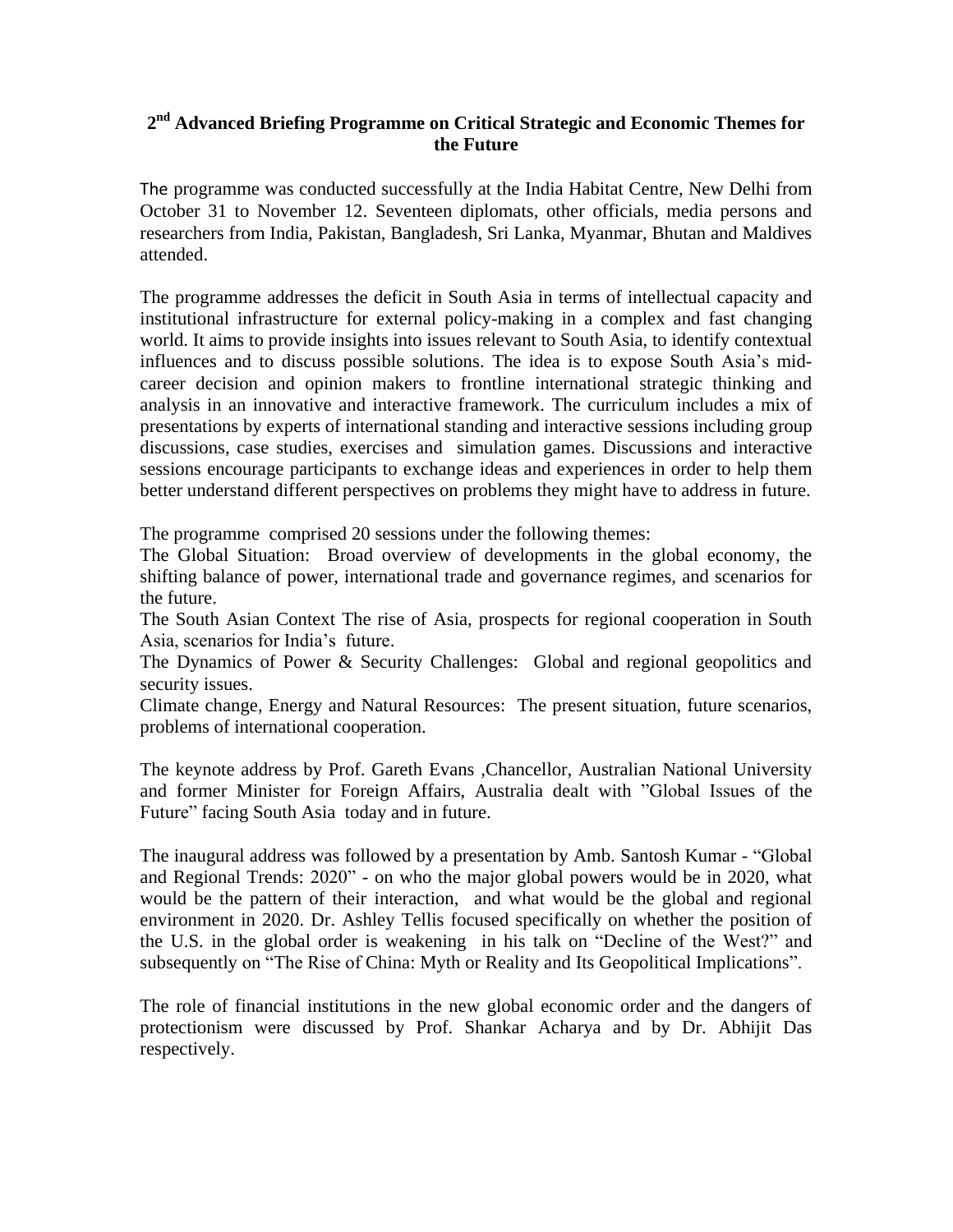# 2nd Advanced Briefing Programme on Critical Strategic and Economic Themes for the Future

The programme was conducted successfully at the India Habitat Centre, New Delhi from October 31 to November 12. Seventeen diplomats, other officials, media persons and researchers from India, Pakistan, Bangladesh, Sri Lanka, Myanmar, Bhutan and Maldives attended.

The programme addresses the deficit in South Asia in terms of intellectual capacity and institutional infrastructure for external policy-making in a complex and fast changing world. It aims to provide insights into issues relevant to South Asia, to identify contextual influences and to discuss possible solutions. The idea is to expose South Asia's mid-career decision and opinion makers to frontline international strategic thinking and analysis in an innovative and interactive framework. The curriculum includes a mix of presentations by experts of international standing and interactive sessions including group discussions, case studies, exercises and simulation games. Discussions and interactive sessions encourage participants to exchange ideas and experiences in order to help them better understand different perspectives on problems they might have to address in future.

The programme comprised 20 sessions under the following themes:

The Global Situation: Broad overview of developments in the global economy, the shifting balance of power, international trade and governance regimes, and scenarios for the future.

The South Asian Context The rise of Asia, prospects for regional cooperation in South Asia, scenarios for India's future.

The Dynamics of Power & Security Challenges: Global and regional geopolitics and security issues.

Climate change, Energy and Natural Resources: The present situation, future scenarios, problems of international cooperation.

The keynote address by Prof. Gareth Evans ,Chancellor, Australian National University and former Minister for Foreign Affairs, Australia dealt with "Global Issues of the Future" facing South Asia today and in future.

The inaugural address was followed by a presentation by Amb. Santosh Kumar - "Global and Regional Trends: 2020" - on who the major global powers would be in 2020, what would be the pattern of their interaction, and what would be the global and regional environment in 2020. Dr. Ashley Tellis focused specifically on whether the position of the U.S. in the global order is weakening in his talk on "Decline of the West?" and subsequently on "The Rise of China: Myth or Reality and Its Geopolitical Implications".

The role of financial institutions in the new global economic order and the dangers of protectionism were discussed by Prof. Shankar Acharya and by Dr. Abhijit Das respectively.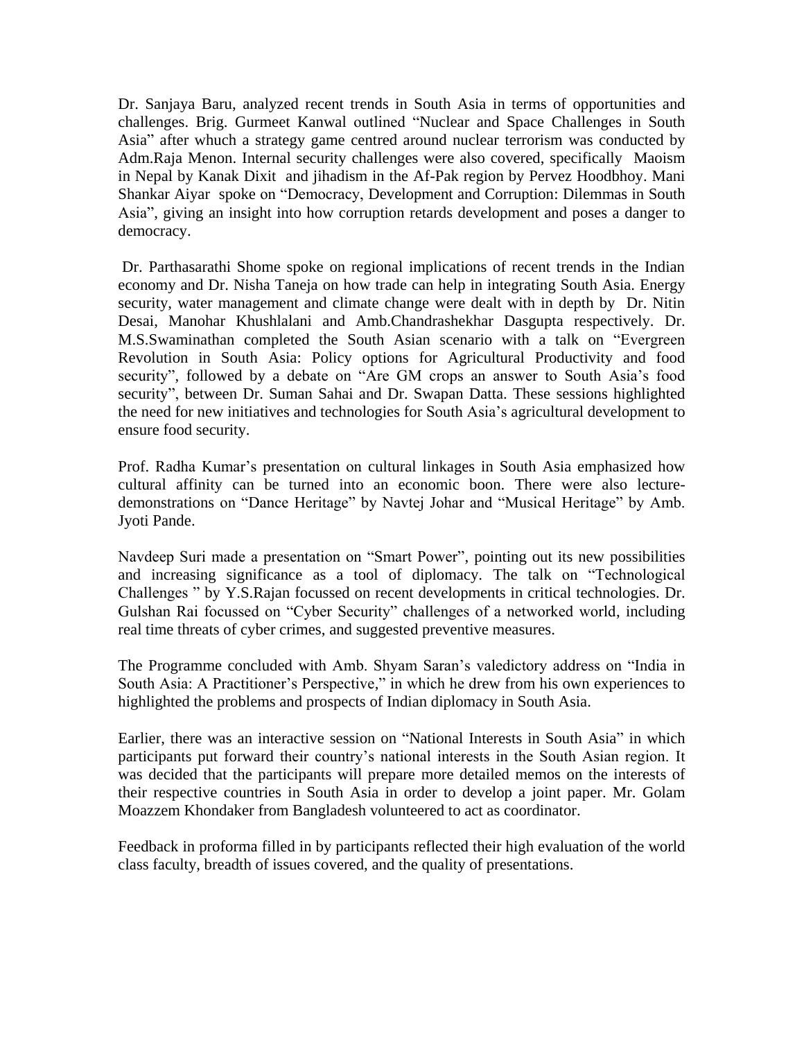Dr. Sanjaya Baru, analyzed recent trends in South Asia in terms of opportunities and challenges. Brig. Gurmeet Kanwal outlined "Nuclear and Space Challenges in South Asia" after whuch a strategy game centred around nuclear terrorism was conducted by Adm.Raja Menon. Internal security challenges were also covered, specifically Maoism in Nepal by Kanak Dixit and jihadism in the Af-Pak region by Pervez Hoodbhoy. Mani Shankar Aiyar spoke on "Democracy, Development and Corruption: Dilemmas in South Asia", giving an insight into how corruption retards development and poses a danger to democracy.

Dr. Parthasarathi Shome spoke on regional implications of recent trends in the Indian economy and Dr. Nisha Taneja on how trade can help in integrating South Asia. Energy security, water management and climate change were dealt with in depth by Dr. Nitin Desai, Manohar Khushlalani and Amb.Chandrashekhar Dasgupta respectively. Dr. M.S.Swaminathan completed the South Asian scenario with a talk on "Evergreen Revolution in South Asia: Policy options for Agricultural Productivity and food security", followed by a debate on "Are GM crops an answer to South Asia's food security", between Dr. Suman Sahai and Dr. Swapan Datta. These sessions highlighted the need for new initiatives and technologies for South Asia's agricultural development to ensure food security.

Prof. Radha Kumar's presentation on cultural linkages in South Asia emphasized how cultural affinity can be turned into an economic boon. There were also lecture-demonstrations on "Dance Heritage" by Navtej Johar and "Musical Heritage" by Amb. Jyoti Pande.

Navdeep Suri made a presentation on "Smart Power", pointing out its new possibilities and increasing significance as a tool of diplomacy. The talk on "Technological Challenges " by Y.S.Rajan focussed on recent developments in critical technologies. Dr. Gulshan Rai focussed on "Cyber Security" challenges of a networked world, including real time threats of cyber crimes, and suggested preventive measures.

The Programme concluded with Amb. Shyam Saran's valedictory address on "India in South Asia: A Practitioner's Perspective," in which he drew from his own experiences to highlighted the problems and prospects of Indian diplomacy in South Asia.

Earlier, there was an interactive session on "National Interests in South Asia" in which participants put forward their country's national interests in the South Asian region. It was decided that the participants will prepare more detailed memos on the interests of their respective countries in South Asia in order to develop a joint paper. Mr. Golam Moazzem Khondaker from Bangladesh volunteered to act as coordinator.

Feedback in proforma filled in by participants reflected their high evaluation of the world class faculty, breadth of issues covered, and the quality of presentations.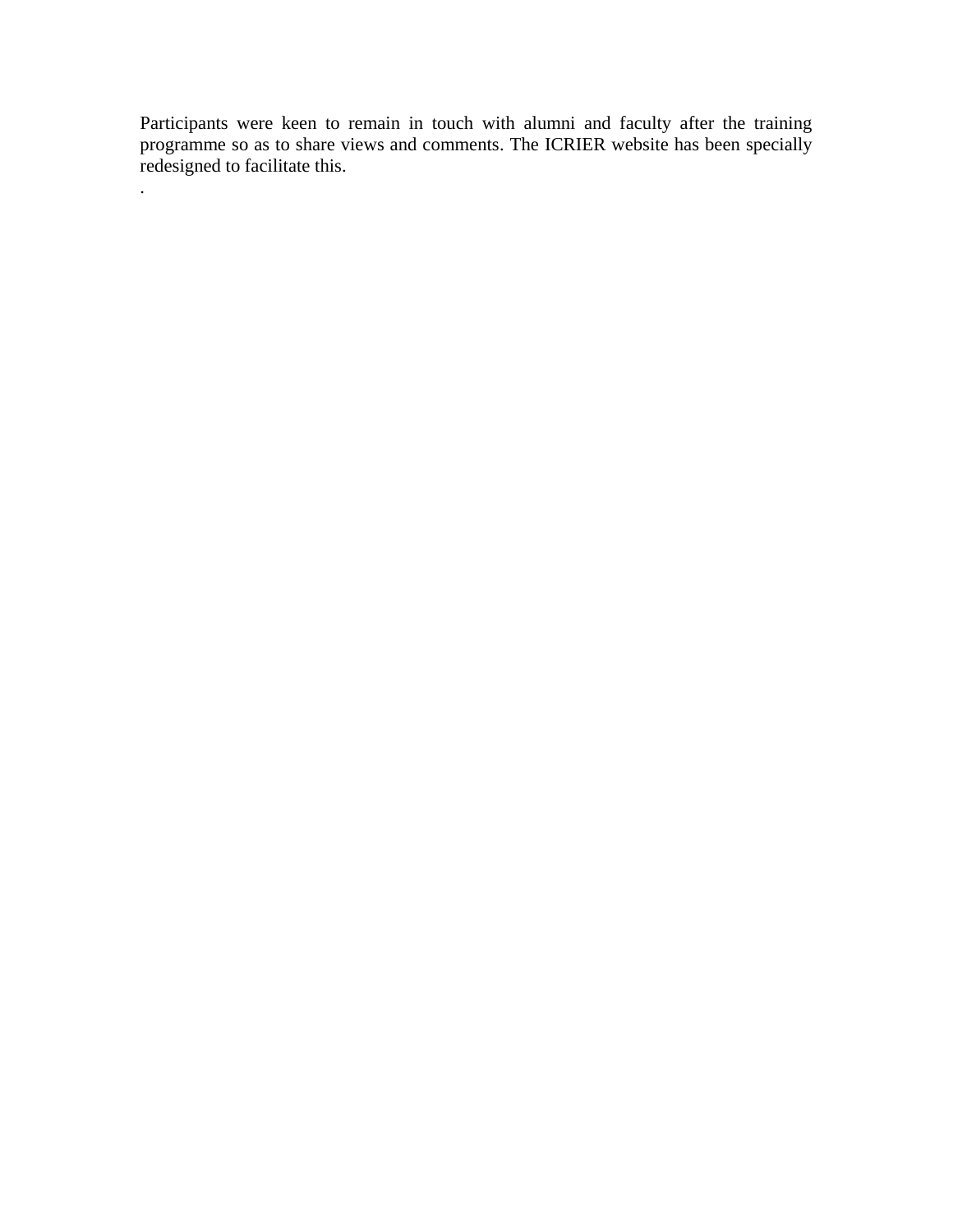Participants were keen to remain in touch with alumni and faculty after the training programme so as to share views and comments. The ICRIER website has been specially redesigned to facilitate this.

.